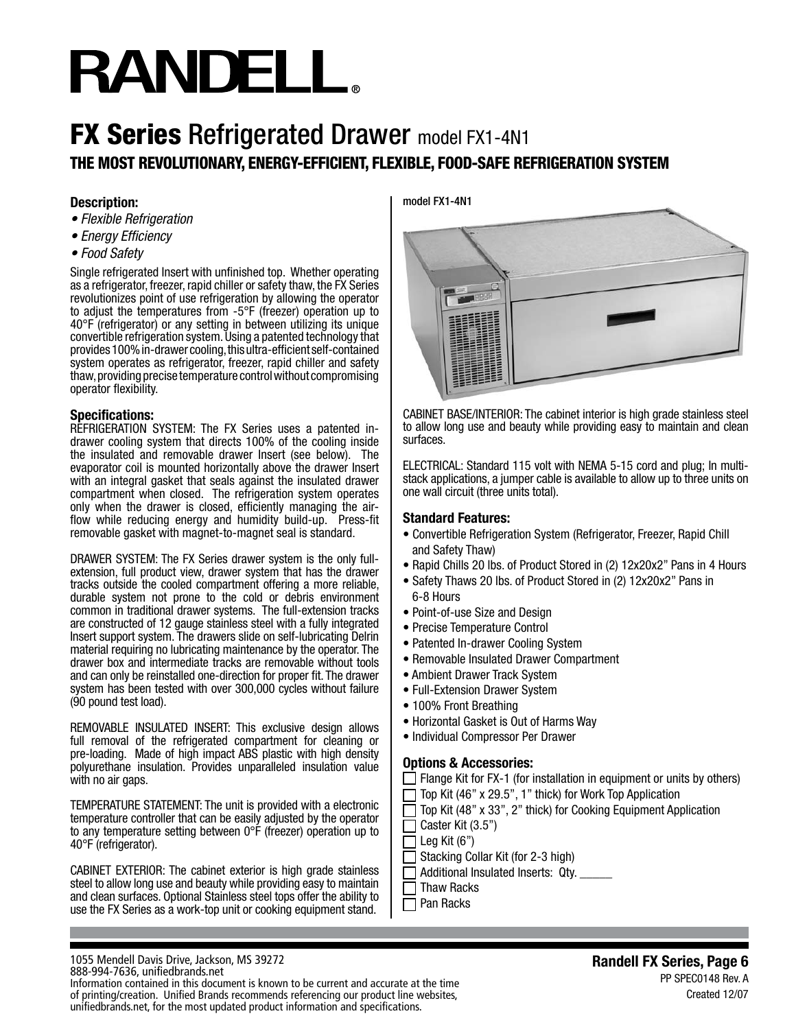# RANDELL®

## FX Series Refrigerated Drawer model FX1-4N1

### THE MOST REVOLUTIONARY, ENERGY-EFFICIENT, FLEXIBLE, FOOD-SAFE REFRIGERATION SYSTEM

**Description:**

- *Flexible Refrigeration*
- *Energy Efficiency*
- *Food Safety*

Single refrigerated Insert with unfinished top. Whether operating as a refrigerator, freezer, rapid chiller or safety thaw, the FX Series revolutionizes point of use refrigeration by allowing the operator to adjust the temperatures from -5°F (freezer) operation up to 40°F (refrigerator) or any setting in between utilizing its unique convertible refrigeration system. Using a patented technology that provides 100% in-drawer cooling, this ultra-efficient self-contained system operates as refrigerator, freezer, rapid chiller and safety thaw, providing precise temperature control without compromising operator flexibility.

**Specifications:**

REFRIGERATION SYSTEM: The FX Series uses a patented in-drawer cooling system that directs 100% of the cooling inside the insulated and removable drawer Insert (see below). The evaporator coil is mounted horizontally above the drawer Insert with an integral gasket that seals against the insulated drawer compartment when closed. The refrigeration system operates only when the drawer is closed, efficiently managing the air-flow while reducing energy and humidity build-up. Press-fit removable gasket with magnet-to-magnet seal is standard.

DRAWER SYSTEM: The FX Series drawer system is the only full-extension, full product view, drawer system that has the drawer tracks outside the cooled compartment offering a more reliable, durable system not prone to the cold or debris environment common in traditional drawer systems. The full-extension tracks are constructed of 12 gauge stainless steel with a fully integrated Insert support system. The drawers slide on self-lubricating Delrin material requiring no lubricating maintenance by the operator. The drawer box and intermediate tracks are removable without tools and can only be reinstalled one-direction for proper fit. The drawer system has been tested with over 300,000 cycles without failure (90 pound test load).

REMOVABLE INSULATED INSERT: This exclusive design allows full removal of the refrigerated compartment for cleaning or pre-loading. Made of high impact ABS plastic with high density polyurethane insulation. Provides unparalleled insulation value with no air gaps.

TEMPERATURE STATEMENT: The unit is provided with a electronic temperature controller that can be easily adjusted by the operator to any temperature setting between 0°F (freezer) operation up to 40°F (refrigerator).

CABINET EXTERIOR: The cabinet exterior is high grade stainless steel to allow long use and beauty while providing easy to maintain and clean surfaces. Optional Stainless steel tops offer the ability to use the FX Series as a work-top unit or cooking equipment stand.

model FX1-4N1

CABINET BASE/INTERIOR: The cabinet interior is high grade stainless steel to allow long use and beauty while providing easy to maintain and clean surfaces.

ELECTRICAL: Standard 115 volt with NEMA 5-15 cord and plug; In multi-stack applications, a jumper cable is available to allow up to three units on one wall circuit (three units total).

**Standard Features:**

- Convertible Refrigeration System (Refrigerator, Freezer, Rapid Chill and Safety Thaw)
- Rapid Chills 20 lbs. of Product Stored in (2) 12x20x2" Pans in 4 Hours
- Safety Thaws 20 lbs. of Product Stored in (2) 12x20x2" Pans in 6-8 Hours
- Point-of-use Size and Design
- Precise Temperature Control
- Patented In-drawer Cooling System
- Removable Insulated Drawer Compartment
- Ambient Drawer Track System
- Full-Extension Drawer System
- 100% Front Breathing
- Horizontal Gasket is Out of Harms Way
- Individual Compressor Per Drawer

**Options & Accessories:**

- ☐ Flange Kit for FX-1 (for installation in equipment or units by others)
- ☐ Top Kit (46" x 29.5", 1" thick) for Work Top Application
- ☐ Top Kit (48" x 33", 2" thick) for Cooking Equipment Application
- ☐ Caster Kit (3.5")
- ☐ Leg Kit (6")
- ☐ Stacking Collar Kit (for 2-3 high)
- ☐ Additional Insulated Inserts: Qty. _____
- ☐ Thaw Racks
- ☐ Pan Racks

1055 Mendell Davis Drive, Jackson, MS 39272
888-994-7636, unifiedbrands.net
Information contained in this document is known to be current and accurate at the time of printing/creation. Unified Brands recommends referencing our product line websites, unifiedbrands.net, for the most updated product information and specifications.

**Randell FX Series, Page 6**
PP SPEC0148 Rev. A
Created 12/07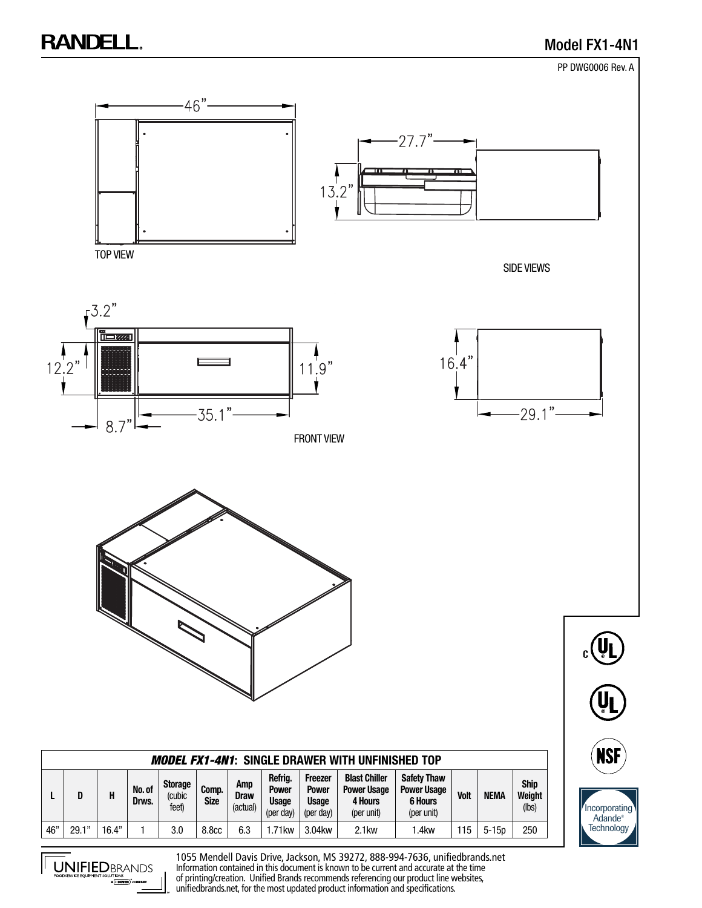# RANDELL

## Model FX1-4N1

PP DWG0006 Rev. A

46”

27.7”

13.2”

TOP VIEW

SIDE VIEWS

3.2”

12.2”

11.9”

16.4”

8.7”

35.1”

29.1”

FRONT VIEW

| ***MODEL FX1-4N1*: SINGLE DRAWER WITH UNFINISHED TOP** | | | | | | | | | | | | | |
|---|---|---|---|---|---|---|---|---|---|---|---|---|---|
| **L** | **D** | **H** | **No. of Drws.** | **Storage** (cubic feet) | **Comp. Size** | **Amp Draw** (actual) | **Refrig. Power Usage** (per day) | **Freezer Power Usage** (per day) | **Blast Chiller Power Usage 4 Hours** (per unit) | **Safety Thaw Power Usage 6 Hours** (per unit) | **Volt** | **NEMA** | **Ship Weight** (lbs) |
| 46” | 29.1” | 16.4” | 1 | 3.0 | 8.8cc | 6.3 | 1.71kw | 3.04kw | 2.1kw | 1.4kw | 115 | 5-15p | 250 |

Incorporating Adande® Technology

UNIFIED BRANDS FOODSERVICE EQUIPMENT SOLUTIONS A DOVER COMPANY

1055 Mendell Davis Drive, Jackson, MS 39272, 888-994-7636, unifiedbrands.net
Information contained in this document is known to be current and accurate at the time of printing/creation. Unified Brands recommends referencing our product line websites, unifiedbrands.net, for the most updated product information and specifications.